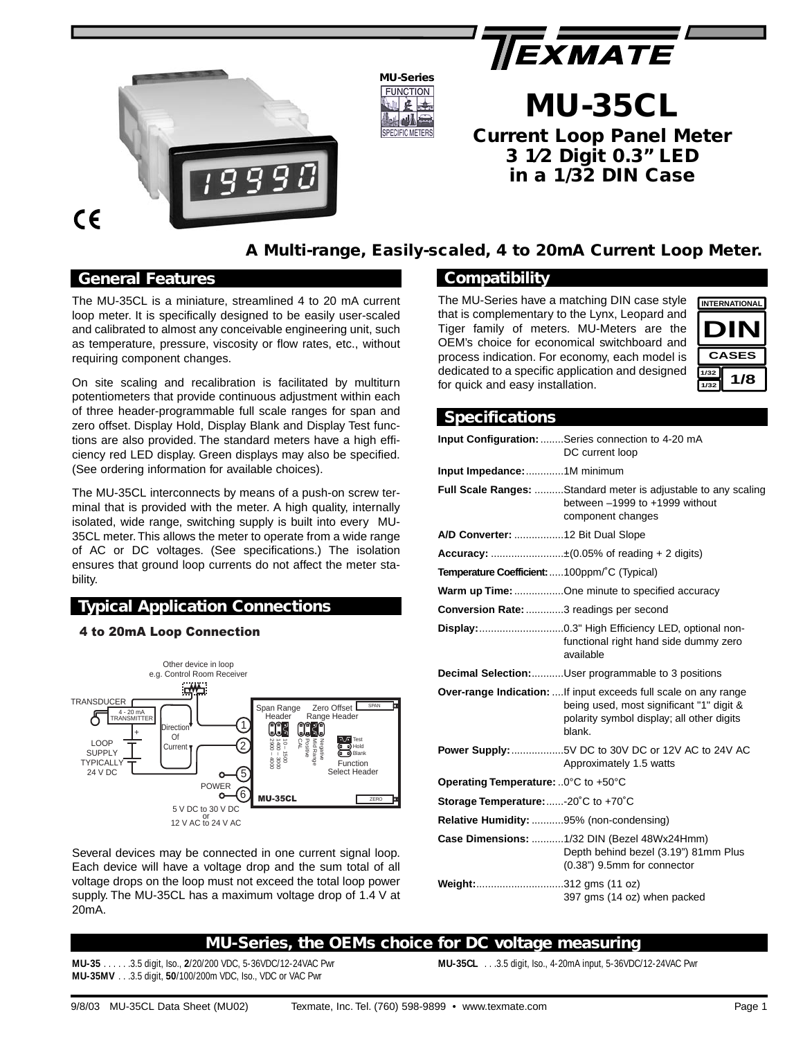# MU-35CL

## Current Loop Panel Meter 3 1/2 Digit 0.3" LED in a 1/32 DIN Case

**A Multi-range, Easily-scaled, 4 to 20mA Current Loop Meter.**

## General Features

The MU-35CL is a miniature, streamlined 4 to 20 mA current loop meter. It is specifically designed to be easily user-scaled and calibrated to almost any conceivable engineering unit, such as temperature, pressure, viscosity or flow rates, etc., without requiring component changes.

On site scaling and recalibration is facilitated by multiturn potentiometers that provide continuous adjustment within each of three header-programmable full scale ranges for span and zero offset. Display Hold, Display Blank and Display Test functions are also provided. The standard meters have a high efficiency red LED display. Green displays may also be specified. (See ordering information for available choices).

The MU-35CL interconnects by means of a push-on screw terminal that is provided with the meter. A high quality, internally isolated, wide range, switching supply is built into every MU-35CL meter. This allows the meter to operate from a wide range of AC or DC voltages. (See specifications.) The isolation ensures that ground loop currents do not affect the meter stability.

## Typical Application Connections

### 4 to 20mA Loop Connection

Several devices may be connected in one current signal loop. Each device will have a voltage drop and the sum total of all voltage drops on the loop must not exceed the total loop power supply. The MU-35CL has a maximum voltage drop of 1.4 V at 20mA.

## Compatibility

The MU-Series have a matching DIN case style that is complementary to the Lynx, Leopard and Tiger family of meters. MU-Meters are the OEM's choice for economical switchboard and process indication. For economy, each model is dedicated to a specific application and designed for quick and easy installation.

## Specifications

**Input Configuration:** Series connection to 4-20 mA DC current loop

**Input Impedance:** 1M minimum

**Full Scale Ranges:** Standard meter is adjustable to any scaling between –1999 to +1999 without component changes

**A/D Converter:** 12 Bit Dual Slope

**Accuracy:** ±(0.05% of reading + 2 digits)

**Temperature Coefficient:** 100ppm/°C (Typical)

**Warm up Time:** One minute to specified accuracy

**Conversion Rate:** 3 readings per second

**Display:** 0.3" High Efficiency LED, optional non-functional right hand side dummy zero available

**Decimal Selection:** User programmable to 3 positions

**Over-range Indication:** If input exceeds full scale on any range being used, most significant "1" digit & polarity symbol display; all other digits blank.

**Power Supply:** 5V DC to 30V DC or 12V AC to 24V AC Approximately 1.5 watts

**Operating Temperature:** 0°C to +50°C

**Storage Temperature:** -20°C to +70°C

**Relative Humidity:** 95% (non-condensing)

**Case Dimensions:** 1/32 DIN (Bezel 48Wx24Hmm) Depth behind bezel (3.19") 81mm Plus (0.38") 9.5mm for connector

**Weight:** 312 gms (11 oz) 397 gms (14 oz) when packed

## MU-Series, the OEMs choice for DC voltage measuring

**MU-35** . . . . . .3.5 digit, Iso., **2**/20/200 VDC, 5-36VDC/12-24VAC Pwr
**MU-35MV** . . .3.5 digit, **50**/100/200m VDC, Iso., VDC or VAC Pwr
**MU-35CL** . . .3.5 digit, Iso., 4-20mA input, 5-36VDC/12-24VAC Pwr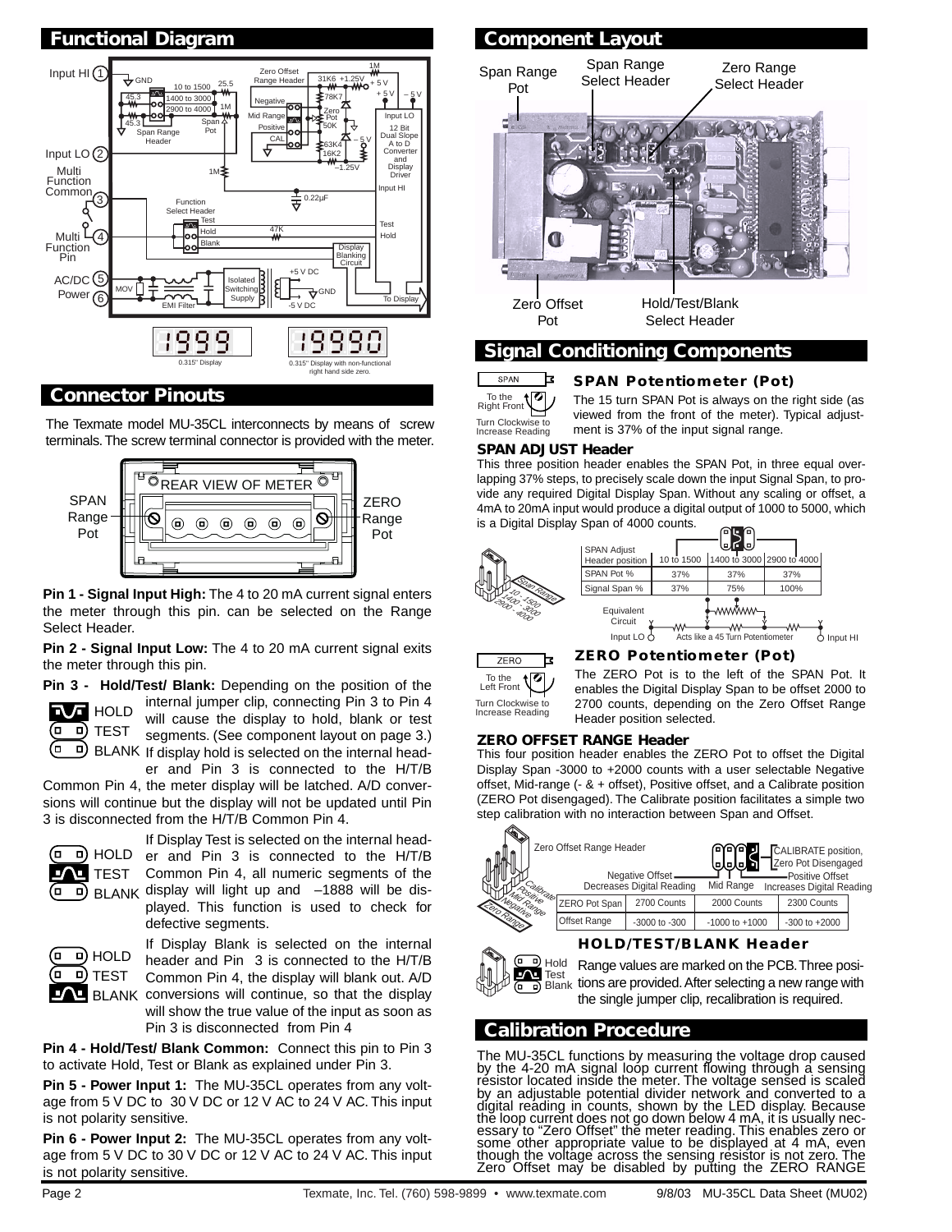## Functional Diagram

0.315" Display

0.315" Display with non-functional right hand side zero.

## Connector Pinouts

The Texmate model MU-35CL interconnects by means of screw terminals. The screw terminal connector is provided with the meter.

**Pin 1 - Signal Input High:** The 4 to 20 mA current signal enters the meter through this pin. can be selected on the Range Select Header.

**Pin 2 - Signal Input Low:** The 4 to 20 mA current signal exits the meter through this pin.

**Pin 3 - Hold/Test/ Blank:** Depending on the position of the internal jumper clip, connecting Pin 3 to Pin 4 will cause the display to hold, blank or test segments. (See component layout on page 3.) If display hold is selected on the internal header and Pin 3 is connected to the H/T/B Common Pin 4, the meter display will be latched. A/D conversions will continue but the display will not be updated until Pin 3 is disconnected from the H/T/B Common Pin 4.

If Display Test is selected on the internal header and Pin 3 is connected to the H/T/B Common Pin 4, all numeric segments of the display will light up and –1888 will be displayed. This function is used to check for defective segments.

If Display Blank is selected on the internal header and Pin 3 is connected to the H/T/B Common Pin 4, the display will blank out. A/D conversions will continue, so that the display will show the true value of the input as soon as Pin 3 is disconnected from Pin 4

**Pin 4 - Hold/Test/ Blank Common:** Connect this pin to Pin 3 to activate Hold, Test or Blank as explained under Pin 3.

**Pin 5 - Power Input 1:** The MU-35CL operates from any voltage from 5 V DC to 30 V DC or 12 V AC to 24 V AC. This input is not polarity sensitive.

**Pin 6 - Power Input 2:** The MU-35CL operates from any voltage from 5 V DC to 30 V DC or 12 V AC to 24 V AC. This input is not polarity sensitive.

## Component Layout

## Signal Conditioning Components

### SPAN Potentiometer (Pot)

The 15 turn SPAN Pot is always on the right side (as viewed from the front of the meter). Typical adjustment is 37% of the input signal range.

**SPAN ADJUST Header**

This three position header enables the SPAN Pot, in three equal overlapping 37% steps, to precisely scale down the input Signal Span, to provide any required Digital Display Span. Without any scaling or offset, a 4mA to 20mA input would produce a digital output of 1000 to 5000, which is a Digital Display Span of 4000 counts.

| SPAN Adjust Header position | 10 to 1500 | 1400 to 3000 | 2900 to 4000 |
|---|---|---|---|
| SPAN Pot % | 37% | 37% | 37% |
| Signal Span % | 37% | 75% | 100% |

### ZERO Potentiometer (Pot)

The ZERO Pot is to the left of the SPAN Pot. It enables the Digital Display Span to be offset 2000 to 2700 counts, depending on the Zero Offset Range Header position selected.

**ZERO OFFSET RANGE Header**

This four position header enables the ZERO Pot to offset the Digital Display Span -3000 to +2000 counts with a user selectable Negative offset, Mid-range (- & + offset), Positive offset, and a Calibrate position (ZERO Pot disengaged). The Calibrate position facilitates a simple two step calibration with no interaction between Span and Offset.

| | Negative Offset (Decreases Digital Reading) | Mid Range | Positive Offset (Increases Digital Reading) |
|---|---|---|---|
| ZERO Pot Span | 2700 Counts | 2000 Counts | 2300 Counts |
| Offset Range | -3000 to -300 | -1000 to +1000 | -300 to +2000 |

### HOLD/TEST/BLANK Header

Range values are marked on the PCB. Three positions are provided. After selecting a new range with the single jumper clip, recalibration is required.

## Calibration Procedure

The MU-35CL functions by measuring the voltage drop caused by the 4-20 mA signal loop current flowing through a sensing resistor located inside the meter. The voltage sensed is scaled by an adjustable potential divider network and converted to a digital reading in counts, shown by the LED display. Because the loop current does not go down below 4 mA, it is usually necessary to "Zero Offset" the meter reading. This enables zero or some other appropriate value to be displayed at 4 mA, even though the voltage across the sensing resistor is not zero. The Zero Offset may be disabled by putting the ZERO RANGE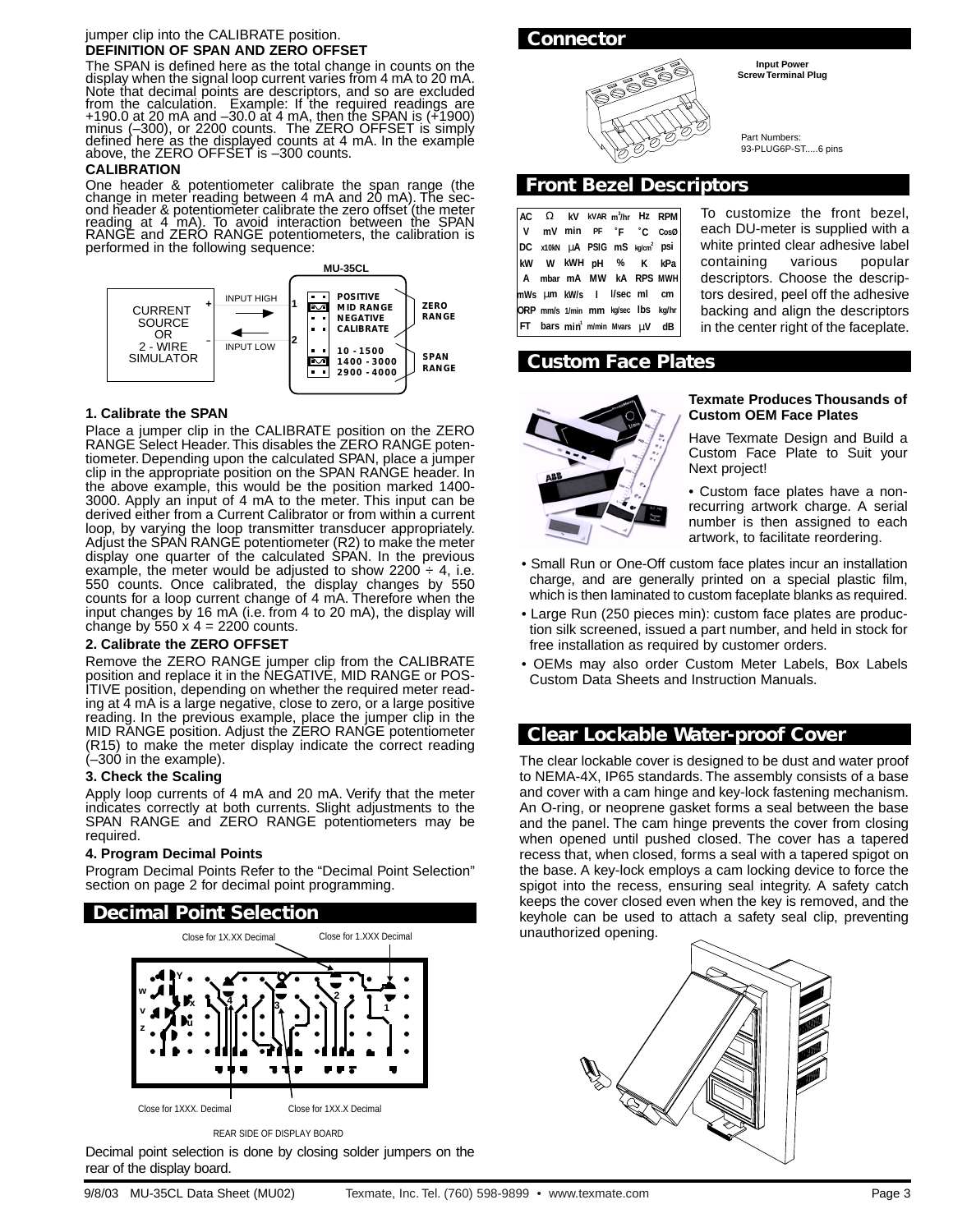jumper clip into the CALIBRATE position.

**DEFINITION OF SPAN AND ZERO OFFSET**

The SPAN is defined here as the total change in counts on the display when the signal loop current varies from 4 mA to 20 mA. Note that decimal points are descriptors, and so are excluded from the calculation. Example: If the required readings are +190.0 at 20 mA and –30.0 at 4 mA, then the SPAN is (+1900) minus (–300), or 2200 counts. The ZERO OFFSET is simply defined here as the displayed counts at 4 mA. In the example above, the ZERO OFFSET is –300 counts.

**CALIBRATION**

One header & potentiometer calibrate the span range (the change in meter reading between 4 mA and 20 mA). The second header & potentiometer calibrate the zero offset (the meter reading at 4 mA). To avoid interaction between the SPAN RANGE and ZERO RANGE potentiometers, the calibration is performed in the following sequence:

MU-35CL

CURRENT SOURCE OR 2 - WIRE SIMULATOR — INPUT HIGH (+) → 1; INPUT LOW (–) ← 2

ZERO RANGE: POSITIVE, MID RANGE, NEGATIVE, CALIBRATE

SPAN RANGE: 10 - 1500, 1400 - 3000, 2900 - 4000

**1. Calibrate the SPAN**

Place a jumper clip in the CALIBRATE position on the ZERO RANGE Select Header. This disables the ZERO RANGE potentiometer. Depending upon the calculated SPAN, place a jumper clip in the appropriate position on the SPAN RANGE header. In the above example, this would be the position marked 1400-3000. Apply an input of 4 mA to the meter. This input can be derived either from a Current Calibrator or from within a current loop, by varying the loop transmitter transducer appropriately. Adjust the SPAN RANGE potentiometer (R2) to make the meter display one quarter of the calculated SPAN. In the previous example, the meter would be adjusted to show 2200 ÷ 4, i.e. 550 counts. Once calibrated, the display changes by 550 counts for a loop current change of 4 mA. Therefore when the input changes by 16 mA (i.e. from 4 to 20 mA), the display will change by 550 x 4 = 2200 counts.

**2. Calibrate the ZERO OFFSET**

Remove the ZERO RANGE jumper clip from the CALIBRATE position and replace it in the NEGATIVE, MID RANGE or POSITIVE position, depending on whether the required meter reading at 4 mA is a large negative, close to zero, or a large positive reading. In the previous example, place the jumper clip in the MID RANGE position. Adjust the ZERO RANGE potentiometer (R15) to make the meter display indicate the correct reading (–300 in the example).

**3. Check the Scaling**

Apply loop currents of 4 mA and 20 mA. Verify that the meter indicates correctly at both currents. Slight adjustments to the SPAN RANGE and ZERO RANGE potentiometers may be required.

**4. Program Decimal Points**

Program Decimal Points Refer to the “Decimal Point Selection” section on page 2 for decimal point programming.

## Decimal Point Selection

Close for 1X.XX Decimal — Close for 1.XXX Decimal — Close for 1XXX. Decimal — Close for 1XX.X Decimal

REAR SIDE OF DISPLAY BOARD

Decimal point selection is done by closing solder jumpers on the rear of the display board.

## Connector

Input Power Screw Terminal Plug

Part Numbers:
93-PLUG6P-ST.....6 pins

## Front Bezel Descriptors

| AC | Ω | kV | kVAR | $m^3/hr$ | Hz | RPM |
|---|---|---|---|---|---|---|
| V | mV | min | PF | °F | °C | CosØ |
| DC | x10kN | µA | PSIG | mS | $kg/cm^2$ | psi |
| kW | W | kWH | pH | % | K | kPa |
| A | mbar | mA | MW | kA | RPS | MWH |
| mWs | µm | kW/s | l | l/sec | ml | cm |
| ORP | mm/s | 1/min | mm | kg/sec | lbs | kg/hr |
| FT | bars | $min^1$ | m/min | Mvars | µV | dB |

To customize the front bezel, each DU-meter is supplied with a white printed clear adhesive label containing various popular descriptors. Choose the descriptors desired, peel off the adhesive backing and align the descriptors in the center right of the faceplate.

## Custom Face Plates

**Texmate Produces Thousands of Custom OEM Face Plates**

Have Texmate Design and Build a Custom Face Plate to Suit your Next project!

- Custom face plates have a non-recurring artwork charge. A serial number is then assigned to each artwork, to facilitate reordering.
- Small Run or One-Off custom face plates incur an installation charge, and are generally printed on a special plastic film, which is then laminated to custom faceplate blanks as required.
- Large Run (250 pieces min): custom face plates are production silk screened, issued a part number, and held in stock for free installation as required by customer orders.
- OEMs may also order Custom Meter Labels, Box Labels Custom Data Sheets and Instruction Manuals.

## Clear Lockable Water-proof Cover

The clear lockable cover is designed to be dust and water proof to NEMA-4X, IP65 standards. The assembly consists of a base and cover with a cam hinge and key-lock fastening mechanism. An O-ring, or neoprene gasket forms a seal between the base and the panel. The cam hinge prevents the cover from closing when opened until pushed closed. The cover has a tapered recess that, when closed, forms a seal with a tapered spigot on the base. A key-lock employs a cam locking device to force the spigot into the recess, ensuring seal integrity. A safety catch keeps the cover closed even when the key is removed, and the keyhole can be used to attach a safety seal clip, preventing unauthorized opening.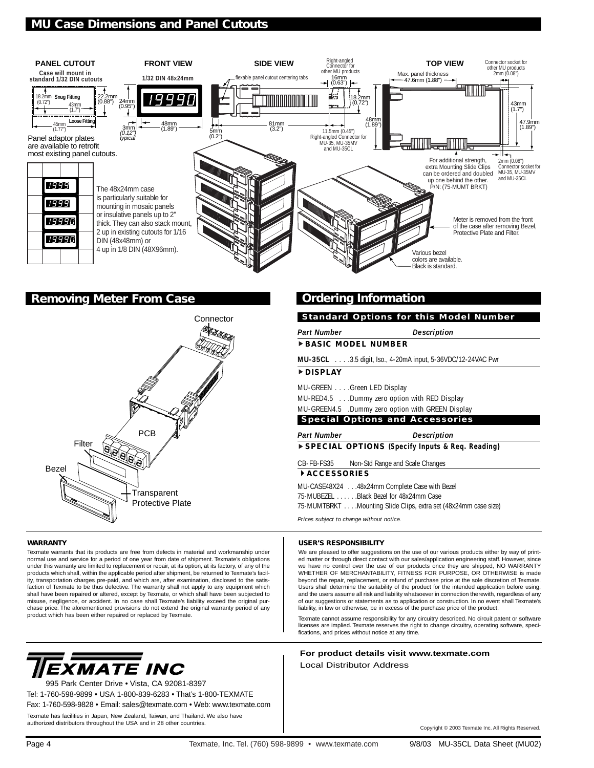## MU Case Dimensions and Panel Cutouts

PANEL CUTOUT

Case will mount in standard 1/32 DIN cutouts

18.2mm (0.72") Snug Fitting 43mm (1.7")

22.2mm (0.88") Loose Fitting 45mm (1.77")

FRONT VIEW

1/32 DIN 48x24mm

24mm (0.95")

3mm (0.12") typical

48mm (1.89")

SIDE VIEW

flexable panel cutout centering tabs

Right-angled Connector for other MU products

16mm (0.63")

18.2mm (0.72")

5mm (0.2")

81mm (3.2")

11.5mm (0.45") Right-angled Connector for MU-35, MU-35MV and MU-35CL

TOP VIEW

Max. panel thickness 47.6mm (1.88")

Connector socket for other MU products 2mm (0.08")

48mm (1.89")

43mm (1.7")

47.9mm (1.89")

2mm (0.08") Connector socket for MU-35, MU-35MV and MU-35CL

For additional strength, extra Mounting Slide Clips can be ordered and doubled up one behind the other. P/N: (75-MUMT BRKT)

Panel adaptor plates are available to retrofit most existing panel cutouts.

The 48x24mm case is particularly suitable for mounting in mosaic panels or insulative panels up to 2" thick. They can also stack mount, 2 up in existing cutouts for 1/16 DIN (48x48mm) or 4 up in 1/8 DIN (48X96mm).

Meter is removed from the front of the case after removing Bezel, Protective Plate and Filter.

Various bezel colors are available. Black is standard.

## Removing Meter From Case

Connector

PCB

Filter

Bezel

Transparent Protective Plate

## Ordering Information

### Standard Options for this Model Number

| *Part Number* | *Description* |
|---|---|
| **▸ BASIC MODEL NUMBER** | |
| **MU-35CL** | 3.5 digit, Iso., 4-20mA input, 5-36VDC/12-24VAC Pwr |
| **▸ DISPLAY** | |
| MU-GREEN | Green LED Display |
| MU-RED4.5 | Dummy zero option with RED Display |
| MU-GREEN4.5 | Dummy zero option with GREEN Display |

### Special Options and Accessories

| *Part Number* | *Description* |
|---|---|
| **▸ SPECIAL OPTIONS (Specify Inputs & Req. Reading)** | |
| CB-FB-FS35 | Non-Std Range and Scale Changes |
| **▸ ACCESSORIES** | |
| MU-CASE48X24 | 48x24mm Complete Case with Bezel |
| 75-MUBEZEL | Black Bezel for 48x24mm Case |
| 75-MUMTBRKT | Mounting Slide Clips, extra set (48x24mm case size) |

*Prices subject to change without notice.*

**WARRANTY**

Texmate warrants that its products are free from defects in material and workmanship under normal use and service for a period of one year from date of shipment. Texmate's obligations under this warranty are limited to replacement or repair, at its option, at its factory, of any of the products which shall, within the applicable period after shipment, be returned to Texmate's facility, transportation charges pre-paid, and which are, after examination, disclosed to the satisfaction of Texmate to be thus defective. The warranty shall not apply to any equipment which shall have been repaired or altered, except by Texmate, or which shall have been subjected to misuse, negligence, or accident. In no case shall Texmate's liability exceed the original purchase price. The aforementioned provisions do not extend the original warranty period of any product which has been either repaired or replaced by Texmate.

**USER'S RESPONSIBILITY**

We are pleased to offer suggestions on the use of our various products either by way of printed matter or through direct contact with our sales/application engineering staff. However, since we have no control over the use of our products once they are shipped, NO WARRANTY WHETHER OF MERCHANTABILITY, FITNESS FOR PURPOSE, OR OTHERWISE is made beyond the repair, replacement, or refund of purchase price at the sole discretion of Texmate. Users shall determine the suitability of the product for the intended application before using, and the users assume all risk and liability whatsoever in connection therewith, regardless of any of our suggestions or statements as to application or construction. In no event shall Texmate's liability, in law or otherwise, be in excess of the purchase price of the product.

Texmate cannot assume responsibility for any circuitry described. No circuit patent or software licenses are implied. Texmate reserves the right to change circuitry, operating software, specifications, and prices without notice at any time.

**TEXMATE INC**

995 Park Center Drive • Vista, CA 92081-8397

Tel: 1-760-598-9899 • USA 1-800-839-6283 • That's 1-800-TEXMATE

Fax: 1-760-598-9828 • Email: sales@texmate.com • Web: www.texmate.com

Texmate has facilities in Japan, New Zealand, Taiwan, and Thailand. We also have authorized distributors throughout the USA and in 28 other countries.

**For product details visit www.texmate.com**

Local Distributor Address

Copyright © 2003 Texmate Inc. All Rights Reserved.